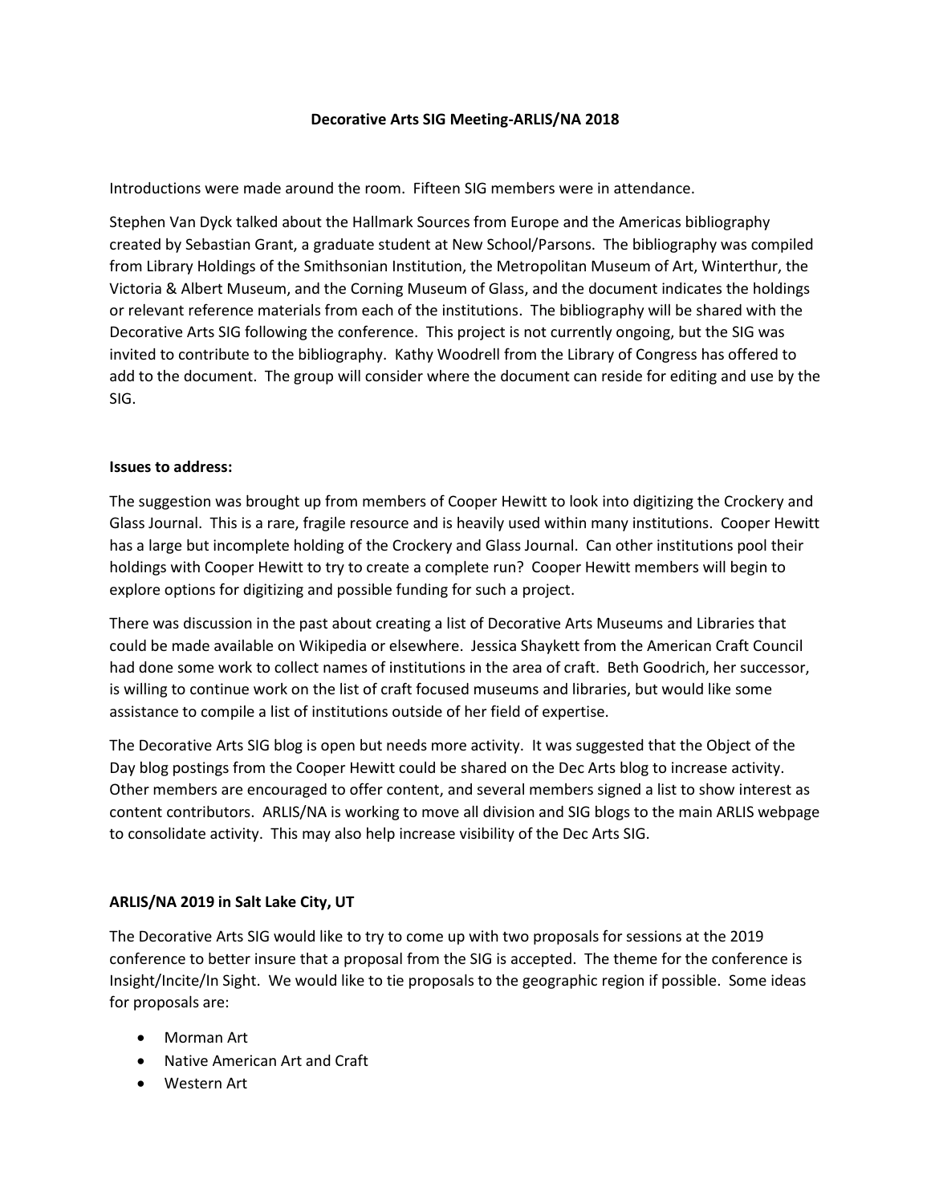# Decorative Arts SIG Meeting-ARLIS/NA 2018

Introductions were made around the room. Fifteen SIG members were in attendance.

Stephen Van Dyck talked about the Hallmark Sources from Europe and the Americas bibliography created by Sebastian Grant, a graduate student at New School/Parsons. The bibliography was compiled from Library Holdings of the Smithsonian Institution, the Metropolitan Museum of Art, Winterthur, the Victoria & Albert Museum, and the Corning Museum of Glass, and the document indicates the holdings or relevant reference materials from each of the institutions. The bibliography will be shared with the Decorative Arts SIG following the conference. This project is not currently ongoing, but the SIG was invited to contribute to the bibliography. Kathy Woodrell from the Library of Congress has offered to add to the document. The group will consider where the document can reside for editing and use by the SIG.

## Issues to address:

The suggestion was brought up from members of Cooper Hewitt to look into digitizing the Crockery and Glass Journal. This is a rare, fragile resource and is heavily used within many institutions. Cooper Hewitt has a large but incomplete holding of the Crockery and Glass Journal. Can other institutions pool their holdings with Cooper Hewitt to try to create a complete run? Cooper Hewitt members will begin to explore options for digitizing and possible funding for such a project.

There was discussion in the past about creating a list of Decorative Arts Museums and Libraries that could be made available on Wikipedia or elsewhere. Jessica Shaykett from the American Craft Council had done some work to collect names of institutions in the area of craft. Beth Goodrich, her successor, is willing to continue work on the list of craft focused museums and libraries, but would like some assistance to compile a list of institutions outside of her field of expertise.

The Decorative Arts SIG blog is open but needs more activity. It was suggested that the Object of the Day blog postings from the Cooper Hewitt could be shared on the Dec Arts blog to increase activity. Other members are encouraged to offer content, and several members signed a list to show interest as content contributors. ARLIS/NA is working to move all division and SIG blogs to the main ARLIS webpage to consolidate activity. This may also help increase visibility of the Dec Arts SIG.

## ARLIS/NA 2019 in Salt Lake City, UT

The Decorative Arts SIG would like to try to come up with two proposals for sessions at the 2019 conference to better insure that a proposal from the SIG is accepted. The theme for the conference is Insight/Incite/In Sight. We would like to tie proposals to the geographic region if possible. Some ideas for proposals are:

- Morman Art
- Native American Art and Craft
- Western Art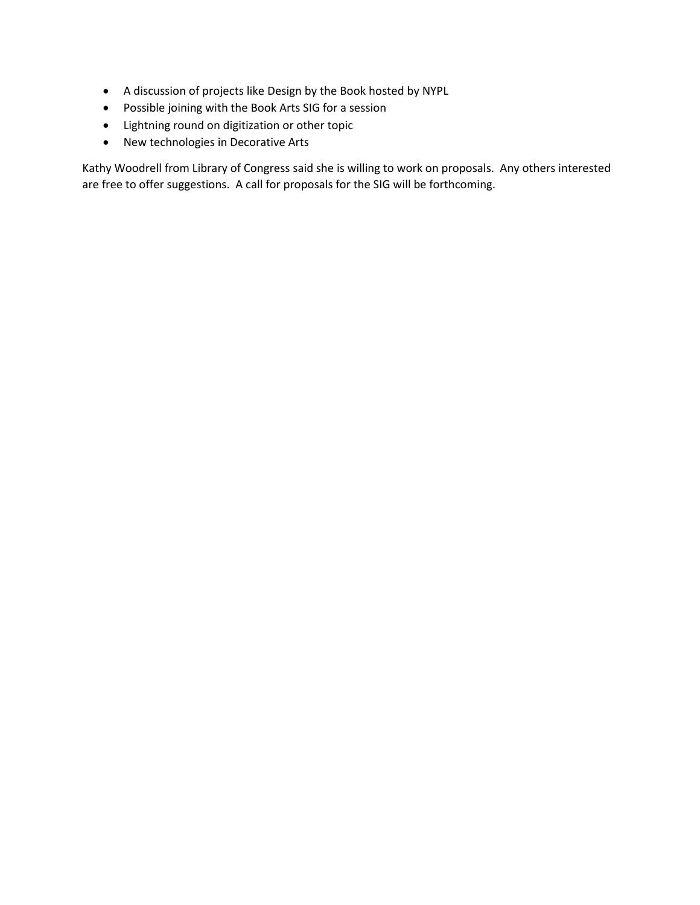- A discussion of projects like Design by the Book hosted by NYPL
- Possible joining with the Book Arts SIG for a session
- Lightning round on digitization or other topic
- New technologies in Decorative Arts

Kathy Woodrell from Library of Congress said she is willing to work on proposals. Any others interested are free to offer suggestions. A call for proposals for the SIG will be forthcoming.